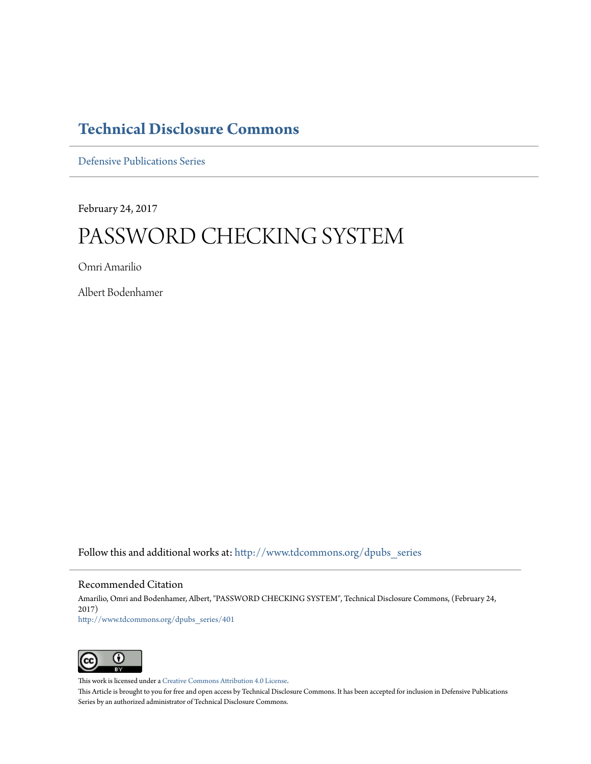Technical Disclosure Commons

Defensive Publications Series

February 24, 2017

# PASSWORD CHECKING SYSTEM

Omri Amarilio

Albert Bodenhamer

Follow this and additional works at: http://www.tdcommons.org/dpubs_series

## Recommended Citation

Amarilio, Omri and Bodenhamer, Albert, "PASSWORD CHECKING SYSTEM", Technical Disclosure Commons, (February 24, 2017)
http://www.tdcommons.org/dpubs_series/401

This work is licensed under a Creative Commons Attribution 4.0 License.
This Article is brought to you for free and open access by Technical Disclosure Commons. It has been accepted for inclusion in Defensive Publications Series by an authorized administrator of Technical Disclosure Commons.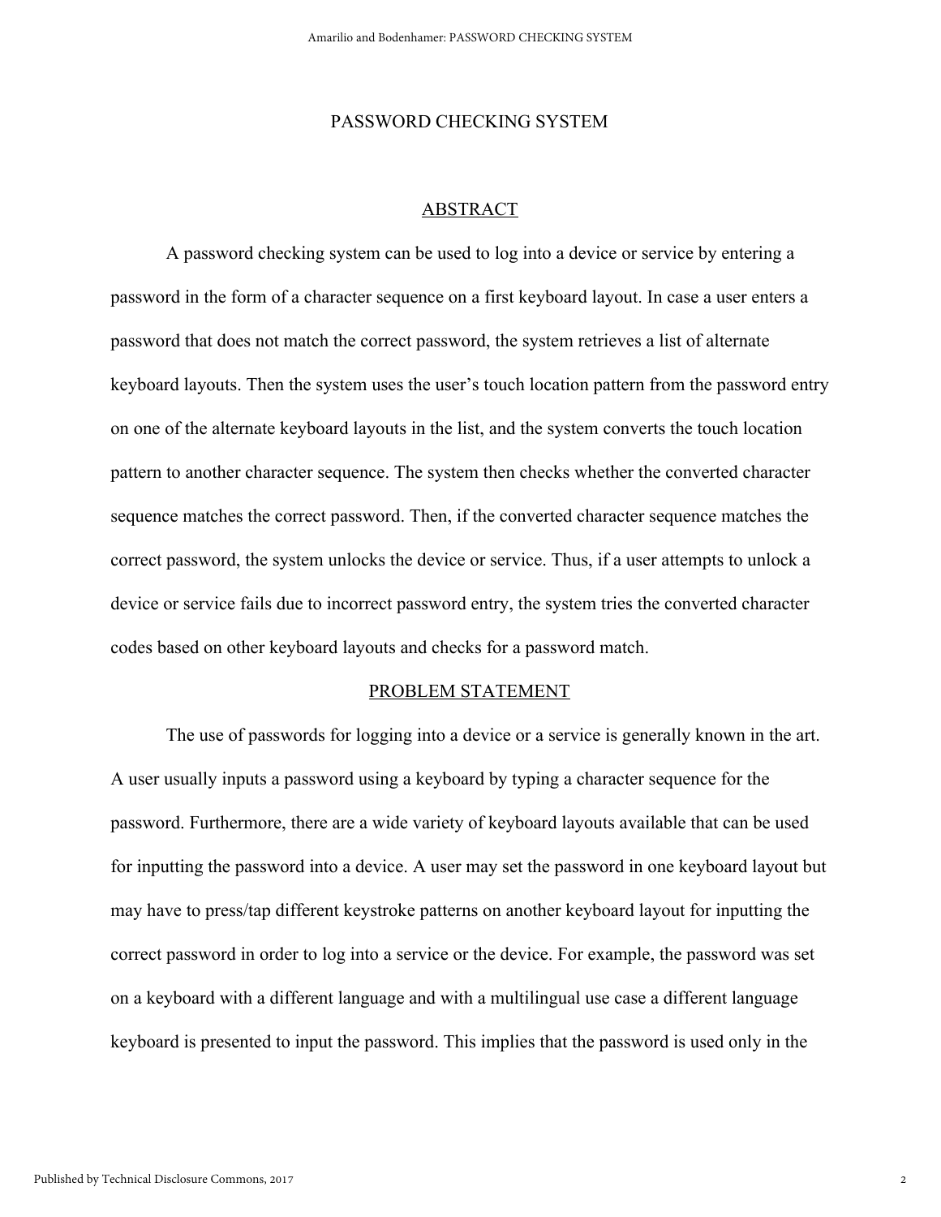# PASSWORD CHECKING SYSTEM

## ABSTRACT

A password checking system can be used to log into a device or service by entering a password in the form of a character sequence on a first keyboard layout. In case a user enters a password that does not match the correct password, the system retrieves a list of alternate keyboard layouts. Then the system uses the user's touch location pattern from the password entry on one of the alternate keyboard layouts in the list, and the system converts the touch location pattern to another character sequence. The system then checks whether the converted character sequence matches the correct password. Then, if the converted character sequence matches the correct password, the system unlocks the device or service. Thus, if a user attempts to unlock a device or service fails due to incorrect password entry, the system tries the converted character codes based on other keyboard layouts and checks for a password match.

## PROBLEM STATEMENT

The use of passwords for logging into a device or a service is generally known in the art. A user usually inputs a password using a keyboard by typing a character sequence for the password. Furthermore, there are a wide variety of keyboard layouts available that can be used for inputting the password into a device. A user may set the password in one keyboard layout but may have to press/tap different keystroke patterns on another keyboard layout for inputting the correct password in order to log into a service or the device. For example, the password was set on a keyboard with a different language and with a multilingual use case a different language keyboard is presented to input the password. This implies that the password is used only in the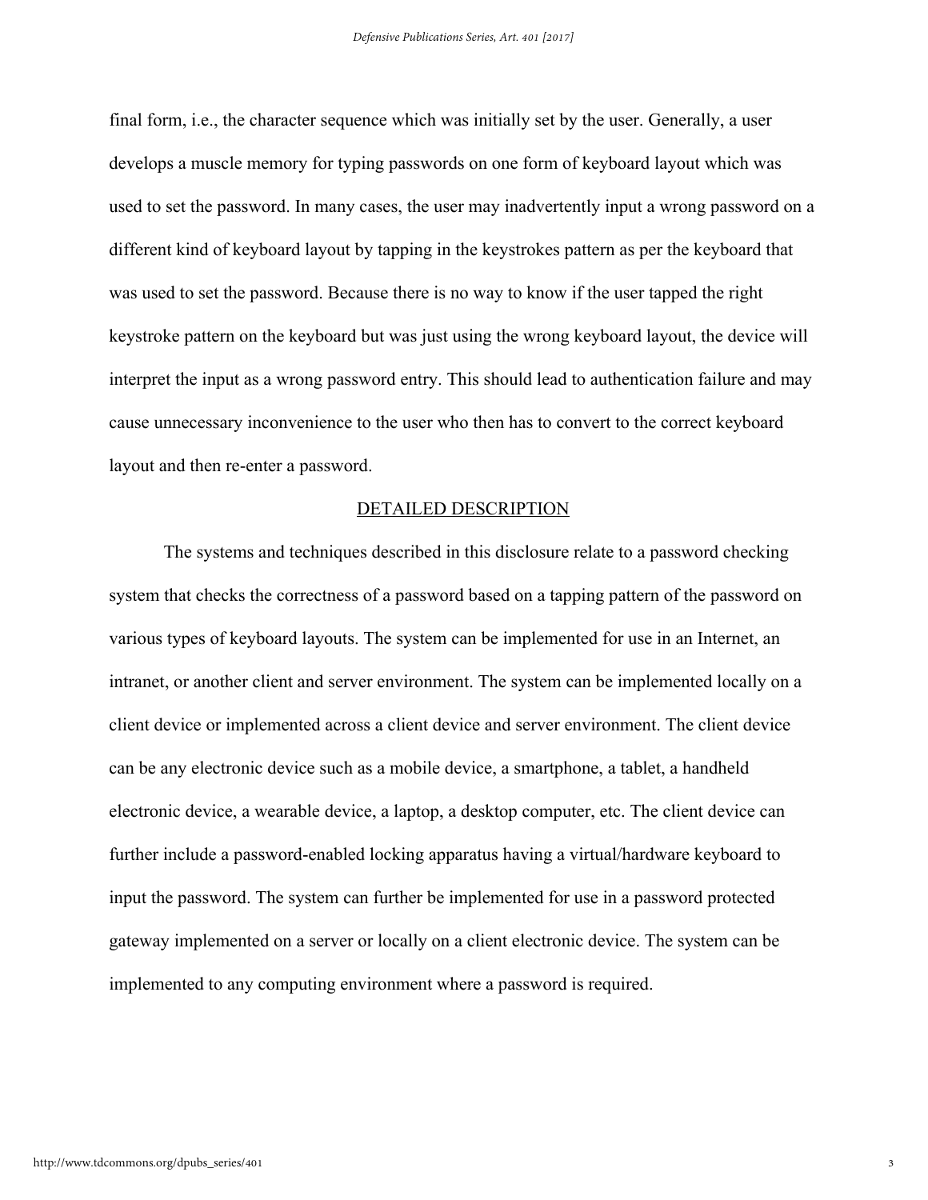final form, i.e., the character sequence which was initially set by the user. Generally, a user develops a muscle memory for typing passwords on one form of keyboard layout which was used to set the password. In many cases, the user may inadvertently input a wrong password on a different kind of keyboard layout by tapping in the keystrokes pattern as per the keyboard that was used to set the password. Because there is no way to know if the user tapped the right keystroke pattern on the keyboard but was just using the wrong keyboard layout, the device will interpret the input as a wrong password entry. This should lead to authentication failure and may cause unnecessary inconvenience to the user who then has to convert to the correct keyboard layout and then re-enter a password.

## DETAILED DESCRIPTION

The systems and techniques described in this disclosure relate to a password checking system that checks the correctness of a password based on a tapping pattern of the password on various types of keyboard layouts. The system can be implemented for use in an Internet, an intranet, or another client and server environment. The system can be implemented locally on a client device or implemented across a client device and server environment. The client device can be any electronic device such as a mobile device, a smartphone, a tablet, a handheld electronic device, a wearable device, a laptop, a desktop computer, etc. The client device can further include a password-enabled locking apparatus having a virtual/hardware keyboard to input the password. The system can further be implemented for use in a password protected gateway implemented on a server or locally on a client electronic device. The system can be implemented to any computing environment where a password is required.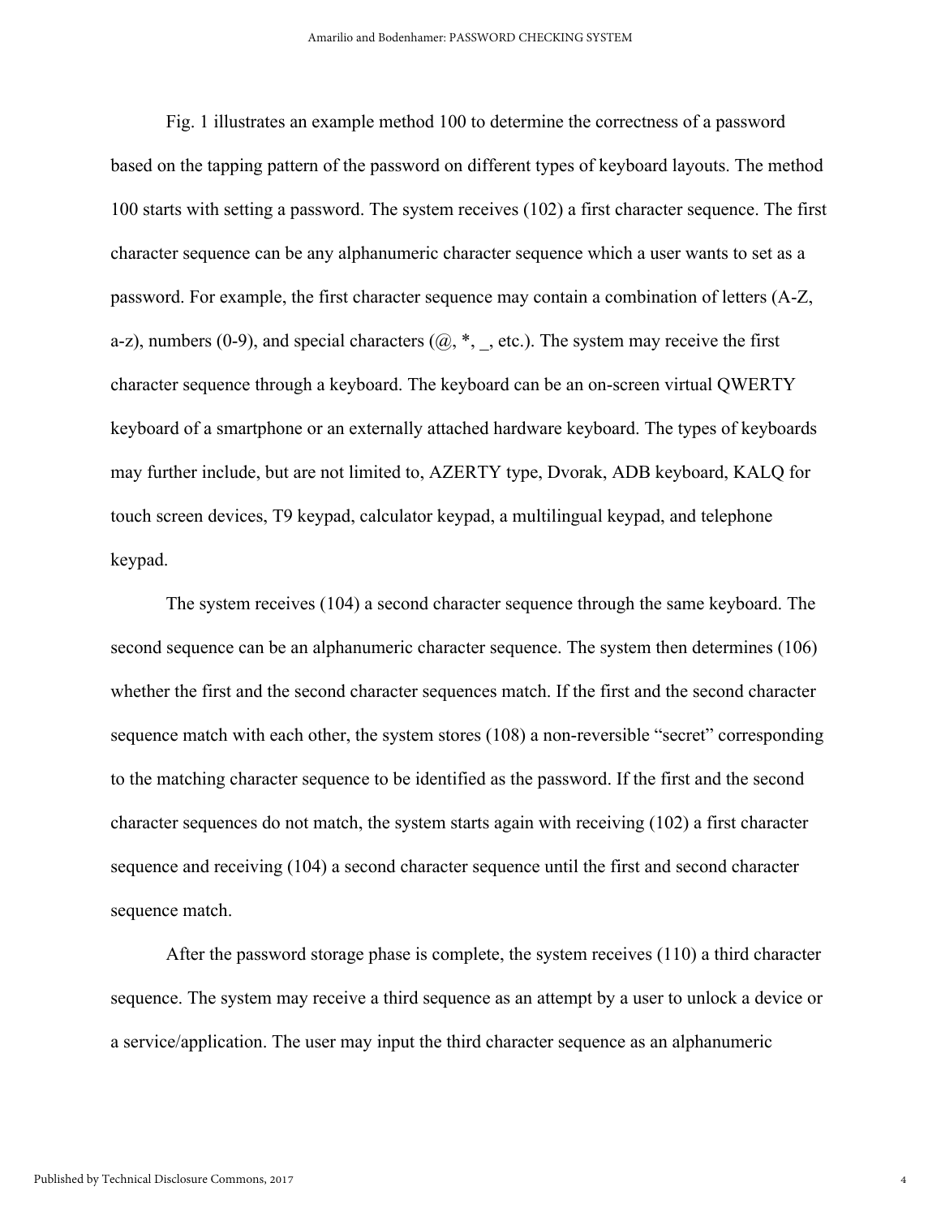Fig. 1 illustrates an example method 100 to determine the correctness of a password based on the tapping pattern of the password on different types of keyboard layouts. The method 100 starts with setting a password. The system receives (102) a first character sequence. The first character sequence can be any alphanumeric character sequence which a user wants to set as a password. For example, the first character sequence may contain a combination of letters (A-Z, a-z), numbers (0-9), and special characters (@, *, _, etc.). The system may receive the first character sequence through a keyboard. The keyboard can be an on-screen virtual QWERTY keyboard of a smartphone or an externally attached hardware keyboard. The types of keyboards may further include, but are not limited to, AZERTY type, Dvorak, ADB keyboard, KALQ for touch screen devices, T9 keypad, calculator keypad, a multilingual keypad, and telephone keypad.

The system receives (104) a second character sequence through the same keyboard. The second sequence can be an alphanumeric character sequence. The system then determines (106) whether the first and the second character sequences match. If the first and the second character sequence match with each other, the system stores (108) a non-reversible "secret" corresponding to the matching character sequence to be identified as the password. If the first and the second character sequences do not match, the system starts again with receiving (102) a first character sequence and receiving (104) a second character sequence until the first and second character sequence match.

After the password storage phase is complete, the system receives (110) a third character sequence. The system may receive a third sequence as an attempt by a user to unlock a device or a service/application. The user may input the third character sequence as an alphanumeric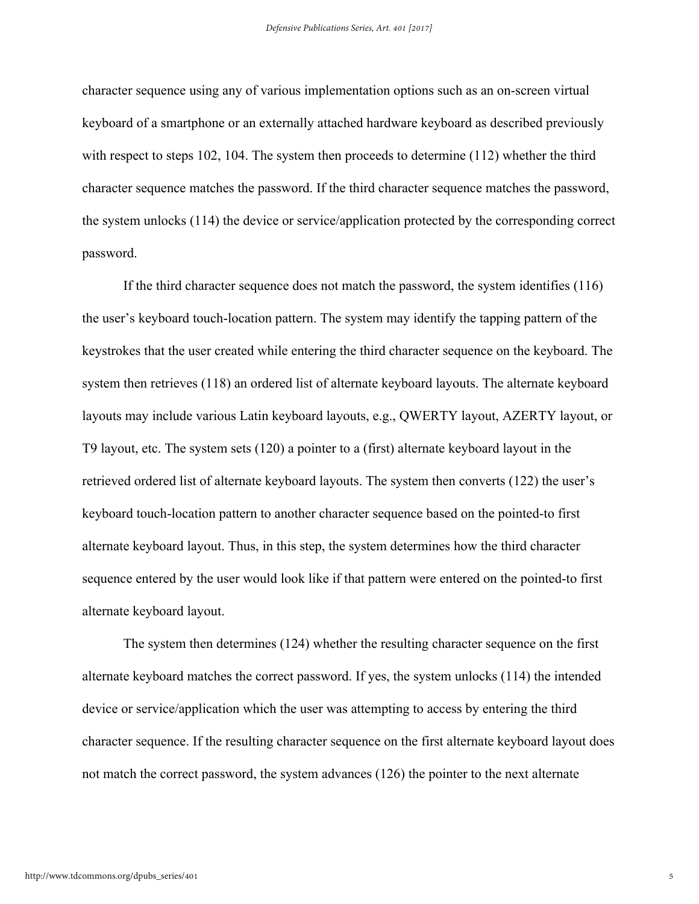character sequence using any of various implementation options such as an on-screen virtual keyboard of a smartphone or an externally attached hardware keyboard as described previously with respect to steps 102, 104. The system then proceeds to determine (112) whether the third character sequence matches the password. If the third character sequence matches the password, the system unlocks (114) the device or service/application protected by the corresponding correct password.

If the third character sequence does not match the password, the system identifies (116) the user's keyboard touch-location pattern. The system may identify the tapping pattern of the keystrokes that the user created while entering the third character sequence on the keyboard. The system then retrieves (118) an ordered list of alternate keyboard layouts. The alternate keyboard layouts may include various Latin keyboard layouts, e.g., QWERTY layout, AZERTY layout, or T9 layout, etc. The system sets (120) a pointer to a (first) alternate keyboard layout in the retrieved ordered list of alternate keyboard layouts. The system then converts (122) the user's keyboard touch-location pattern to another character sequence based on the pointed-to first alternate keyboard layout. Thus, in this step, the system determines how the third character sequence entered by the user would look like if that pattern were entered on the pointed-to first alternate keyboard layout.

The system then determines (124) whether the resulting character sequence on the first alternate keyboard matches the correct password. If yes, the system unlocks (114) the intended device or service/application which the user was attempting to access by entering the third character sequence. If the resulting character sequence on the first alternate keyboard layout does not match the correct password, the system advances (126) the pointer to the next alternate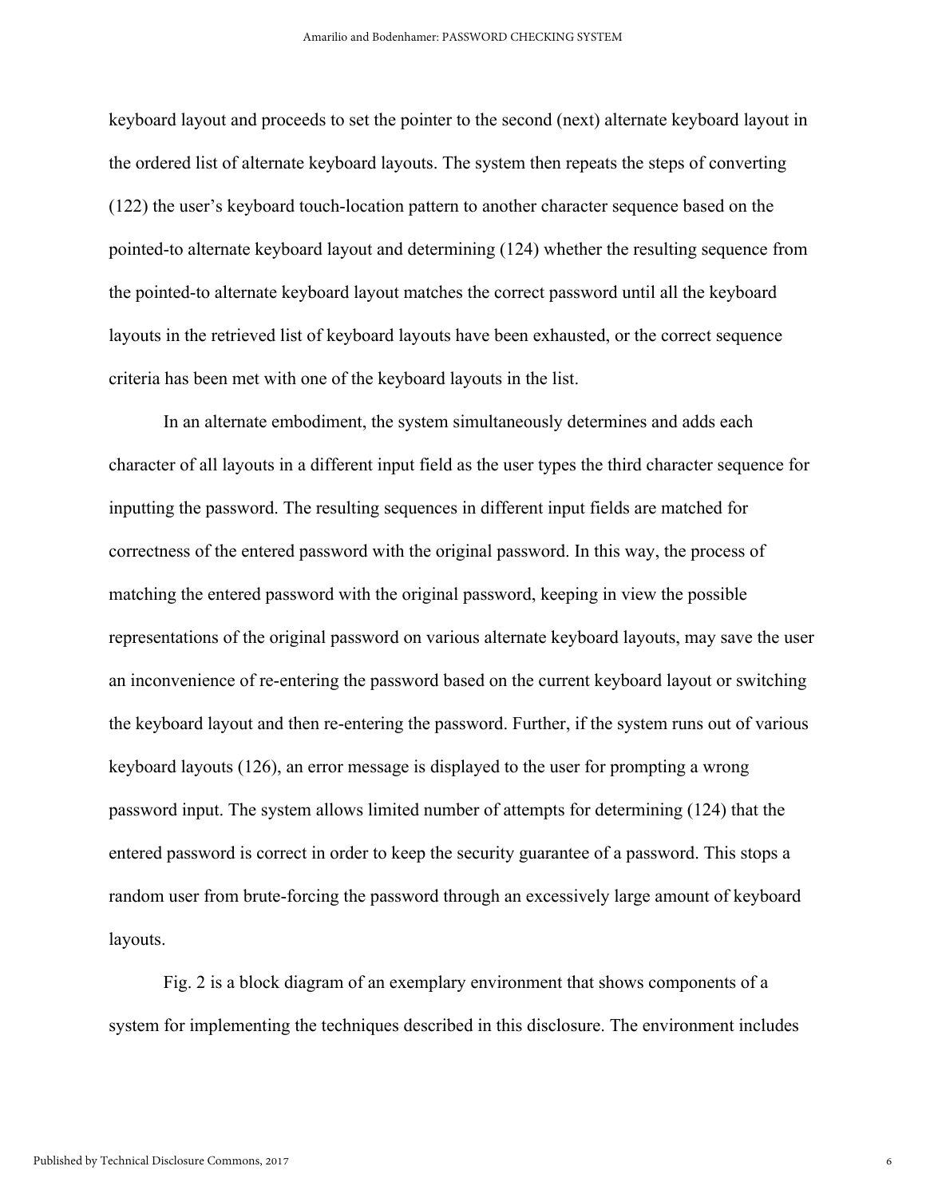keyboard layout and proceeds to set the pointer to the second (next) alternate keyboard layout in the ordered list of alternate keyboard layouts. The system then repeats the steps of converting (122) the user's keyboard touch-location pattern to another character sequence based on the pointed-to alternate keyboard layout and determining (124) whether the resulting sequence from the pointed-to alternate keyboard layout matches the correct password until all the keyboard layouts in the retrieved list of keyboard layouts have been exhausted, or the correct sequence criteria has been met with one of the keyboard layouts in the list.

In an alternate embodiment, the system simultaneously determines and adds each character of all layouts in a different input field as the user types the third character sequence for inputting the password. The resulting sequences in different input fields are matched for correctness of the entered password with the original password. In this way, the process of matching the entered password with the original password, keeping in view the possible representations of the original password on various alternate keyboard layouts, may save the user an inconvenience of re-entering the password based on the current keyboard layout or switching the keyboard layout and then re-entering the password. Further, if the system runs out of various keyboard layouts (126), an error message is displayed to the user for prompting a wrong password input. The system allows limited number of attempts for determining (124) that the entered password is correct in order to keep the security guarantee of a password. This stops a random user from brute-forcing the password through an excessively large amount of keyboard layouts.

Fig. 2 is a block diagram of an exemplary environment that shows components of a system for implementing the techniques described in this disclosure. The environment includes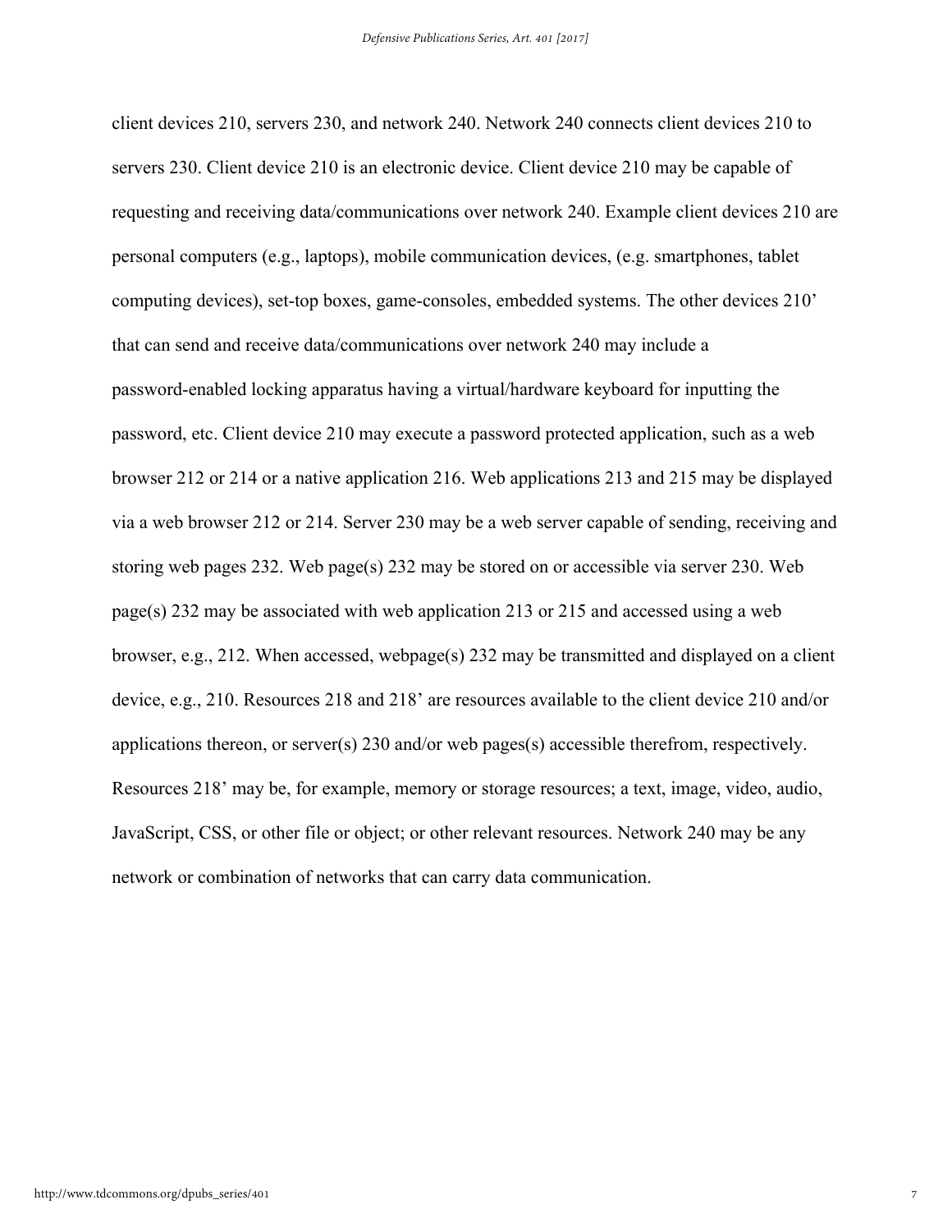client devices 210, servers 230, and network 240. Network 240 connects client devices 210 to servers 230. Client device 210 is an electronic device. Client device 210 may be capable of requesting and receiving data/communications over network 240. Example client devices 210 are personal computers (e.g., laptops), mobile communication devices, (e.g. smartphones, tablet computing devices), set-top boxes, game-consoles, embedded systems. The other devices 210' that can send and receive data/communications over network 240 may include a password-enabled locking apparatus having a virtual/hardware keyboard for inputting the password, etc. Client device 210 may execute a password protected application, such as a web browser 212 or 214 or a native application 216. Web applications 213 and 215 may be displayed via a web browser 212 or 214. Server 230 may be a web server capable of sending, receiving and storing web pages 232. Web page(s) 232 may be stored on or accessible via server 230. Web page(s) 232 may be associated with web application 213 or 215 and accessed using a web browser, e.g., 212. When accessed, webpage(s) 232 may be transmitted and displayed on a client device, e.g., 210. Resources 218 and 218' are resources available to the client device 210 and/or applications thereon, or server(s) 230 and/or web pages(s) accessible therefrom, respectively. Resources 218' may be, for example, memory or storage resources; a text, image, video, audio, JavaScript, CSS, or other file or object; or other relevant resources. Network 240 may be any network or combination of networks that can carry data communication.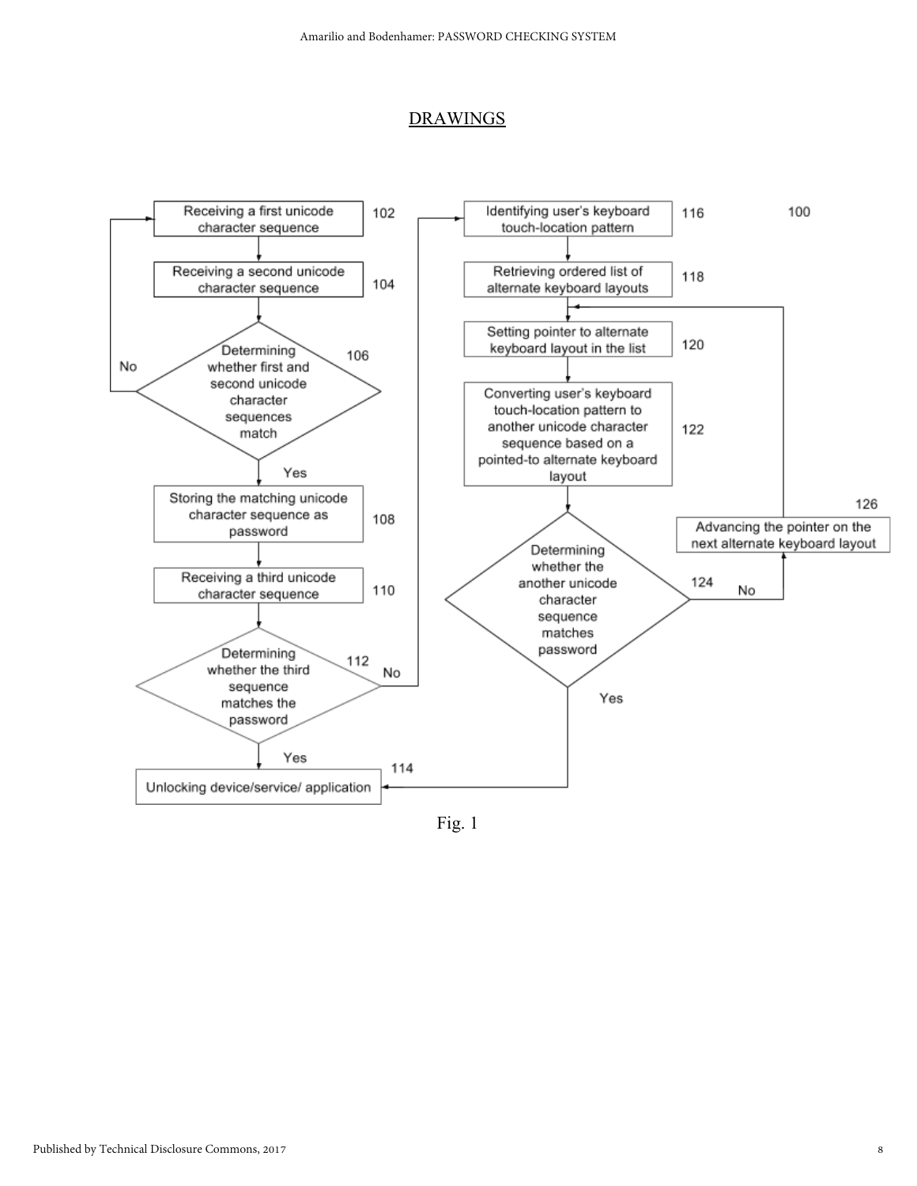## DRAWINGS

100

102 Receiving a first unicode character sequence

104 Receiving a second unicode character sequence

106 Determining whether first and second unicode character sequences match — No (returns to 102) / Yes

108 Storing the matching unicode character sequence as password

110 Receiving a third unicode character sequence

112 Determining whether the third sequence matches the password — Yes / No

114 Unlocking device/service/ application

116 Identifying user's keyboard touch-location pattern

118 Retrieving ordered list of alternate keyboard layouts

120 Setting pointer to alternate keyboard layout in the list

122 Converting user's keyboard touch-location pattern to another unicode character sequence based on a pointed-to alternate keyboard layout

124 Determining whether the another unicode character sequence matches password — Yes / No

126 Advancing the pointer on the next alternate keyboard layout

Fig. 1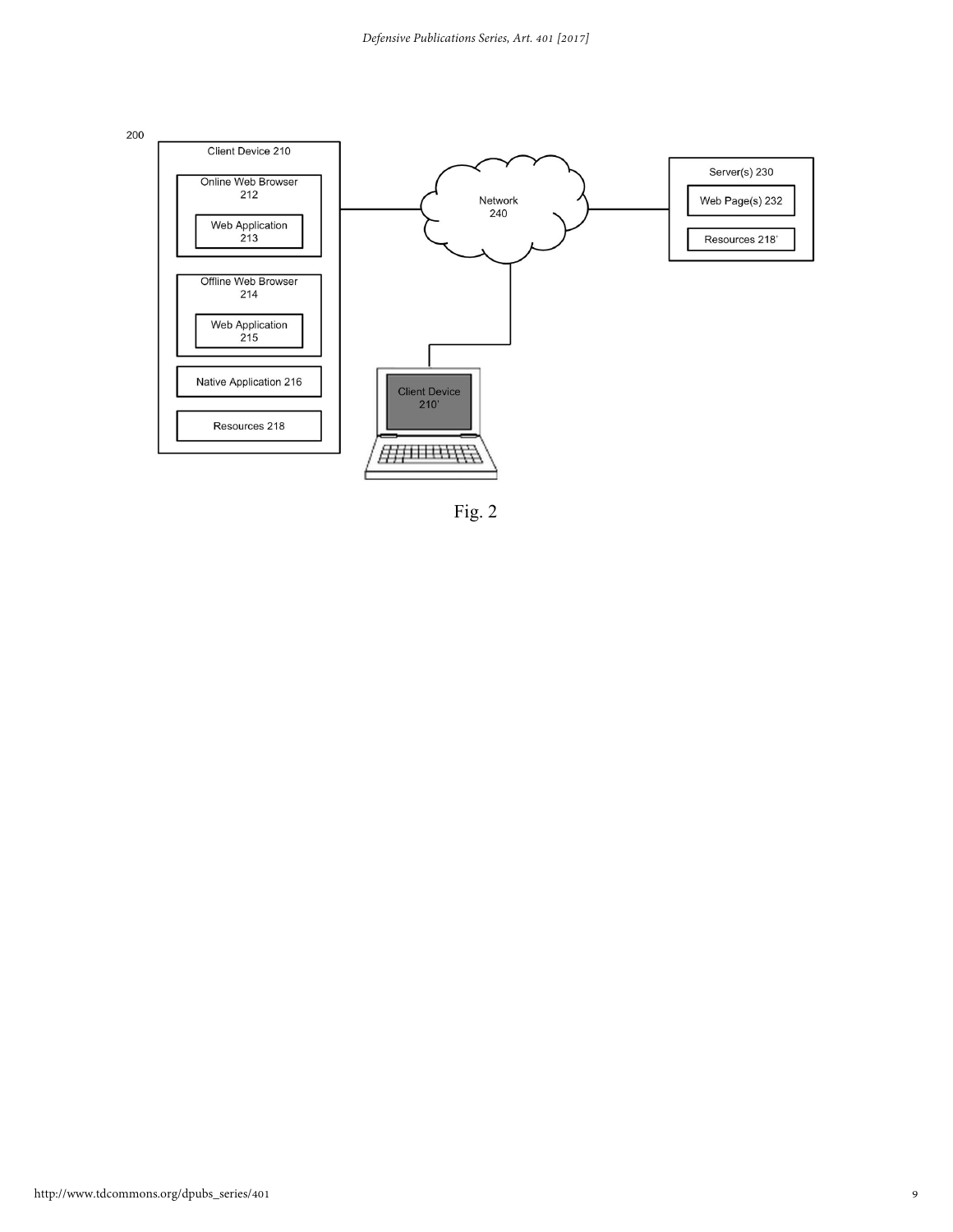200

Client Device 210

Online Web Browser 212

Web Application 213

Offline Web Browser 214

Web Application 215

Native Application 216

Resources 218

Network 240

Server(s) 230

Web Page(s) 232

Resources 218'

Client Device 210'

Fig. 2